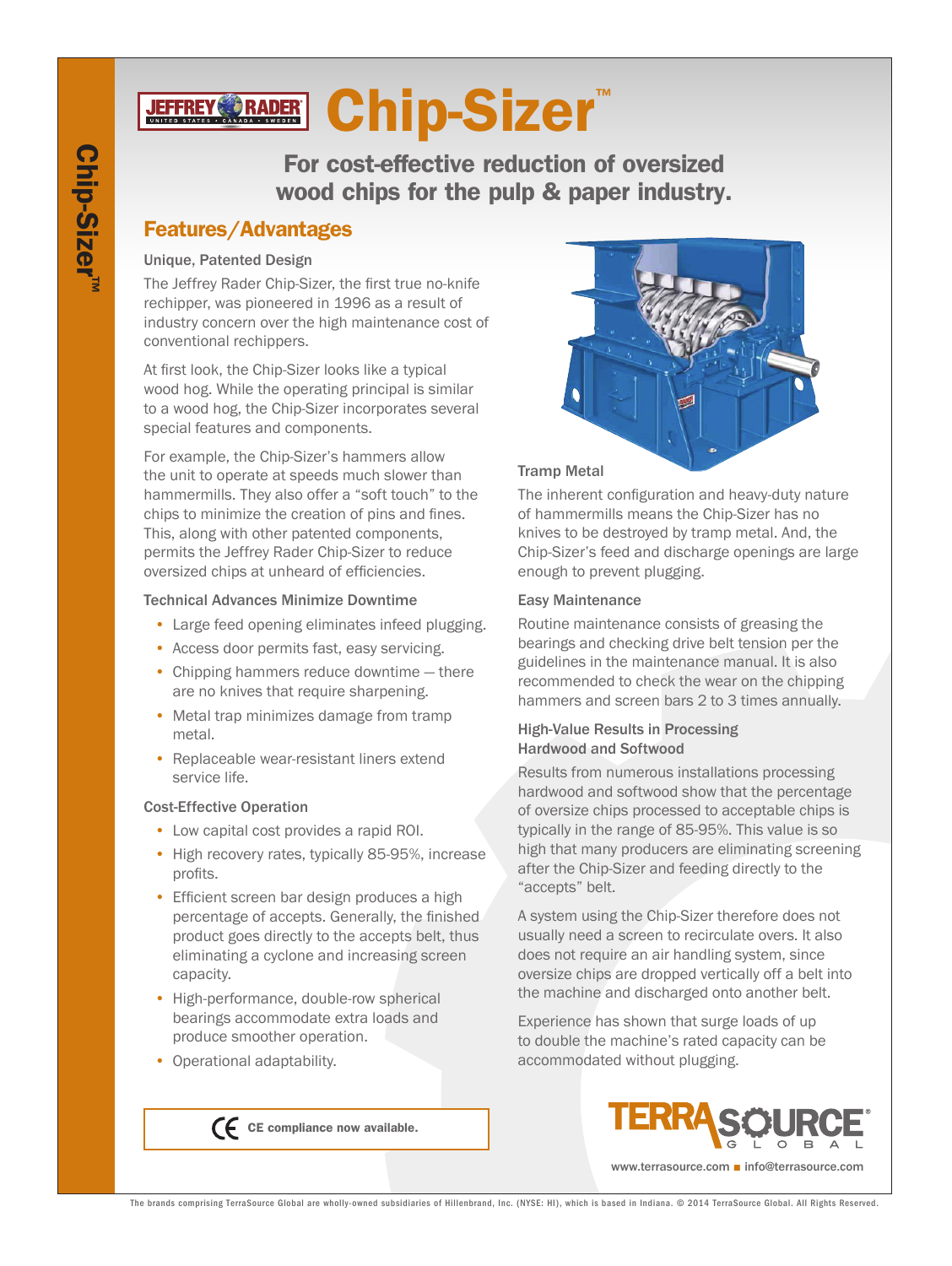# Chip-Sizer™

## For cost-effective reduction of oversized wood chips for the pulp & paper industry.

## Features/Advantages

### Unique, Patented Design

The Jeffrey Rader Chip-Sizer, the first true no-knife rechipper, was pioneered in 1996 as a result of industry concern over the high maintenance cost of conventional rechippers.

At first look, the Chip-Sizer looks like a typical wood hog. While the operating principal is similar to a wood hog, the Chip-Sizer incorporates several special features and components.

For example, the Chip-Sizer's hammers allow the unit to operate at speeds much slower than hammermills. They also offer a "soft touch" to the chips to minimize the creation of pins and fines. This, along with other patented components, permits the Jeffrey Rader Chip-Sizer to reduce oversized chips at unheard of efficiencies.

### Technical Advances Minimize Downtime

- Large feed opening eliminates infeed plugging.
- Access door permits fast, easy servicing.
- Chipping hammers reduce downtime — there are no knives that require sharpening.
- Metal trap minimizes damage from tramp metal.
- Replaceable wear-resistant liners extend service life.

### Cost-Effective Operation

- Low capital cost provides a rapid ROI.
- High recovery rates, typically 85-95%, increase profits.
- Efficient screen bar design produces a high percentage of accepts. Generally, the finished product goes directly to the accepts belt, thus eliminating a cyclone and increasing screen capacity.
- High-performance, double-row spherical bearings accommodate extra loads and produce smoother operation.
- Operational adaptability.

CE compliance now available.

### Tramp Metal

The inherent configuration and heavy-duty nature of hammermills means the Chip-Sizer has no knives to be destroyed by tramp metal. And, the Chip-Sizer's feed and discharge openings are large enough to prevent plugging.

### Easy Maintenance

Routine maintenance consists of greasing the bearings and checking drive belt tension per the guidelines in the maintenance manual. It is also recommended to check the wear on the chipping hammers and screen bars 2 to 3 times annually.

### High-Value Results in Processing Hardwood and Softwood

Results from numerous installations processing hardwood and softwood show that the percentage of oversize chips processed to acceptable chips is typically in the range of 85-95%. This value is so high that many producers are eliminating screening after the Chip-Sizer and feeding directly to the "accepts" belt.

A system using the Chip-Sizer therefore does not usually need a screen to recirculate overs. It also does not require an air handling system, since oversize chips are dropped vertically off a belt into the machine and discharged onto another belt.

Experience has shown that surge loads of up to double the machine's rated capacity can be accommodated without plugging.

TERRASOURCE GLOBAL

www.terrasource.com ■ info@terrasource.com

The brands comprising TerraSource Global are wholly-owned subsidiaries of Hillenbrand, Inc. (NYSE: HI), which is based in Indiana. © 2014 TerraSource Global. All Rights Reserved.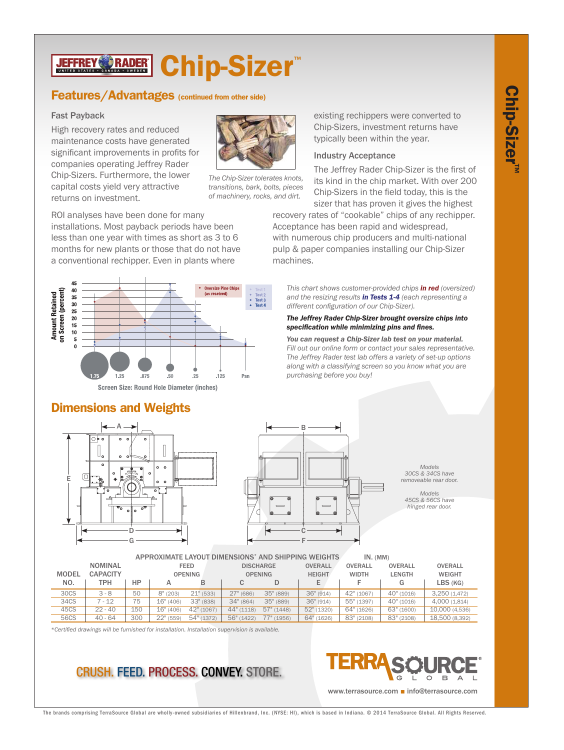# Chip-Sizer™

## Features/Advantages (continued from other side)

### Fast Payback

High recovery rates and reduced maintenance costs have generated significant improvements in profits for companies operating Jeffrey Rader Chip-Sizers. Furthermore, the lower capital costs yield very attractive returns on investment.

*The Chip-Sizer tolerates knots, transitions, bark, bolts, pieces of machinery, rocks, and dirt.*

ROI analyses have been done for many installations. Most payback periods have been less than one year with times as short as 3 to 6 months for new plants or those that do not have a conventional rechipper. Even in plants where existing rechippers were converted to Chip-Sizers, investment returns have typically been within the year.

### Industry Acceptance

The Jeffrey Rader Chip-Sizer is the first of its kind in the chip market. With over 200 Chip-Sizers in the field today, this is the sizer that has proven it gives the highest recovery rates of "cookable" chips of any rechipper. Acceptance has been rapid and widespread, with numerous chip producers and multi-national pulp & paper companies installing our Chip-Sizer machines.

Amount Retained on Screen (percent)
45
40
35
30
25
20
15
10
5
0
Oversize Pine Chips (as received)
Test 1
Test 2
Test 3
Test 4
1.75
1.25
.875
.50
.25
.125
Pan
Screen Size: Round Hole Diameter (inches)

*This chart shows customer-provided chips **in red** (oversized) and the resizing results **in Tests 1-4** (each representing a different configuration of our Chip-Sizer).*

***The Jeffrey Rader Chip-Sizer brought oversize chips into specification while minimizing pins and fines.***

***You can request a Chip-Sizer lab test on your material.*** *Fill out our online form or contact your sales representative. The Jeffrey Rader test lab offers a variety of set-up options along with a classifying screen so you know what you are purchasing before you buy!*

## Dimensions and Weights

A
E
D
G
B
C
F

*Models 30CS & 34CS have removeable rear door.*

*Models 45CS & 56CS have hinged rear door.*

APPROXIMATE LAYOUT DIMENSIONS* AND SHIPPING WEIGHTS — IN. (MM)

| MODEL NO. | NOMINAL CAPACITY TPH | HP | FEED OPENING A | FEED OPENING B | DISCHARGE OPENING C | DISCHARGE OPENING D | OVERALL HEIGHT E | OVERALL WIDTH F | OVERALL LENGTH G | OVERALL WEIGHT LBS (KG) |
|---|---|---|---|---|---|---|---|---|---|---|
| 30CS | 3 - 8 | 50 | 8" (203) | 21" (533) | 27" (686) | 35" (889) | 36" (914) | 42" (1067) | 40" (1016) | 3,250 (1,472) |
| 34CS | 7 - 12 | 75 | 16" (406) | 33" (838) | 34" (864) | 35" (889) | 36" (914) | 55" (1397) | 40" (1016) | 4,000 (1,814) |
| 45CS | 22 - 40 | 150 | 16" (406) | 42" (1067) | 44" (1118) | 57" (1448) | 52" (1320) | 64" (1626) | 63" (1600) | 10,000 (4,536) |
| 56CS | 40 - 64 | 300 | 22" (559) | 54" (1372) | 56" (1422) | 77" (1956) | 64" (1626) | 83" (2108) | 83" (2108) | 18,500 (8,392) |

*\*Certified drawings will be furnished for installation. Installation supervision is available.*

CRUSH. FEED. PROCESS. CONVEY. STORE.

TERRASOURCE GLOBAL

www.terrasource.com ■ info@terrasource.com

The brands comprising TerraSource Global are wholly-owned subsidiaries of Hillenbrand, Inc. (NYSE: HI), which is based in Indiana. © 2014 TerraSource Global. All Rights Reserved.